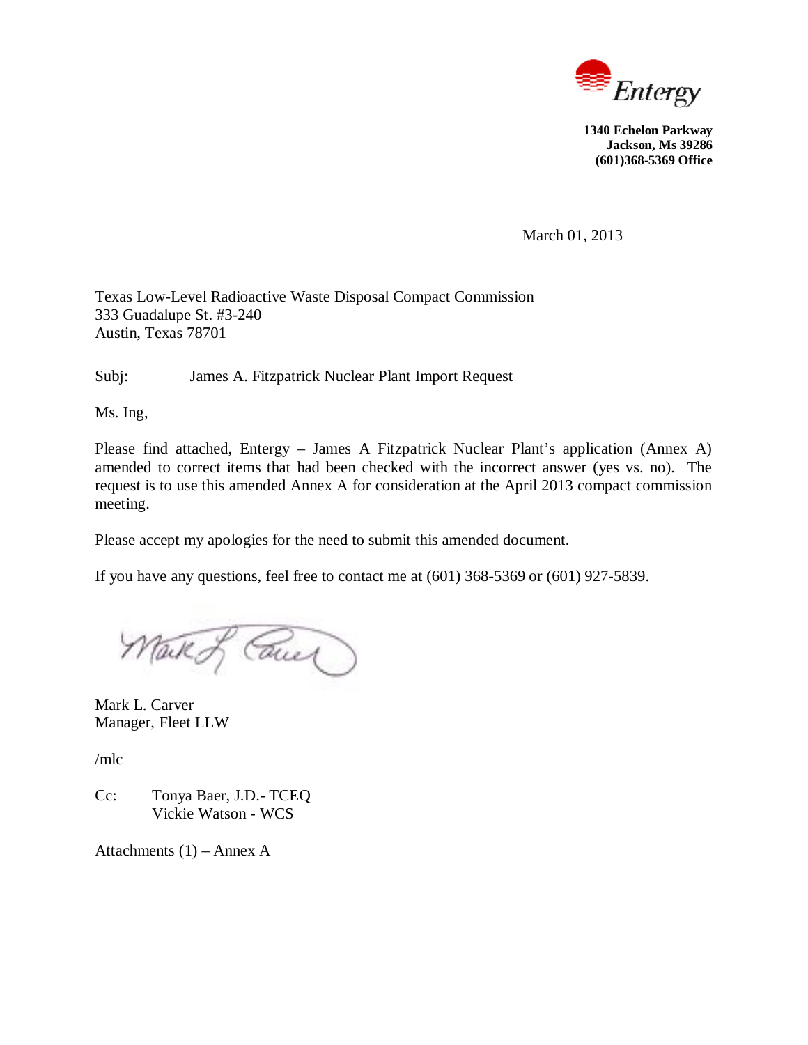Entergy

**1340 Echelon Parkway**
**Jackson, Ms 39286**
**(601)368-5369 Office**

March 01, 2013

Texas Low-Level Radioactive Waste Disposal Compact Commission
333 Guadalupe St. #3-240
Austin, Texas 78701

Subj: James A. Fitzpatrick Nuclear Plant Import Request

Ms. Ing,

Please find attached, Entergy – James A Fitzpatrick Nuclear Plant's application (Annex A) amended to correct items that had been checked with the incorrect answer (yes vs. no). The request is to use this amended Annex A for consideration at the April 2013 compact commission meeting.

Please accept my apologies for the need to submit this amended document.

If you have any questions, feel free to contact me at (601) 368-5369 or (601) 927-5839.

Mark L. Carver
Manager, Fleet LLW

/mlc

Cc: Tonya Baer, J.D.- TCEQ
Vickie Watson - WCS

Attachments (1) – Annex A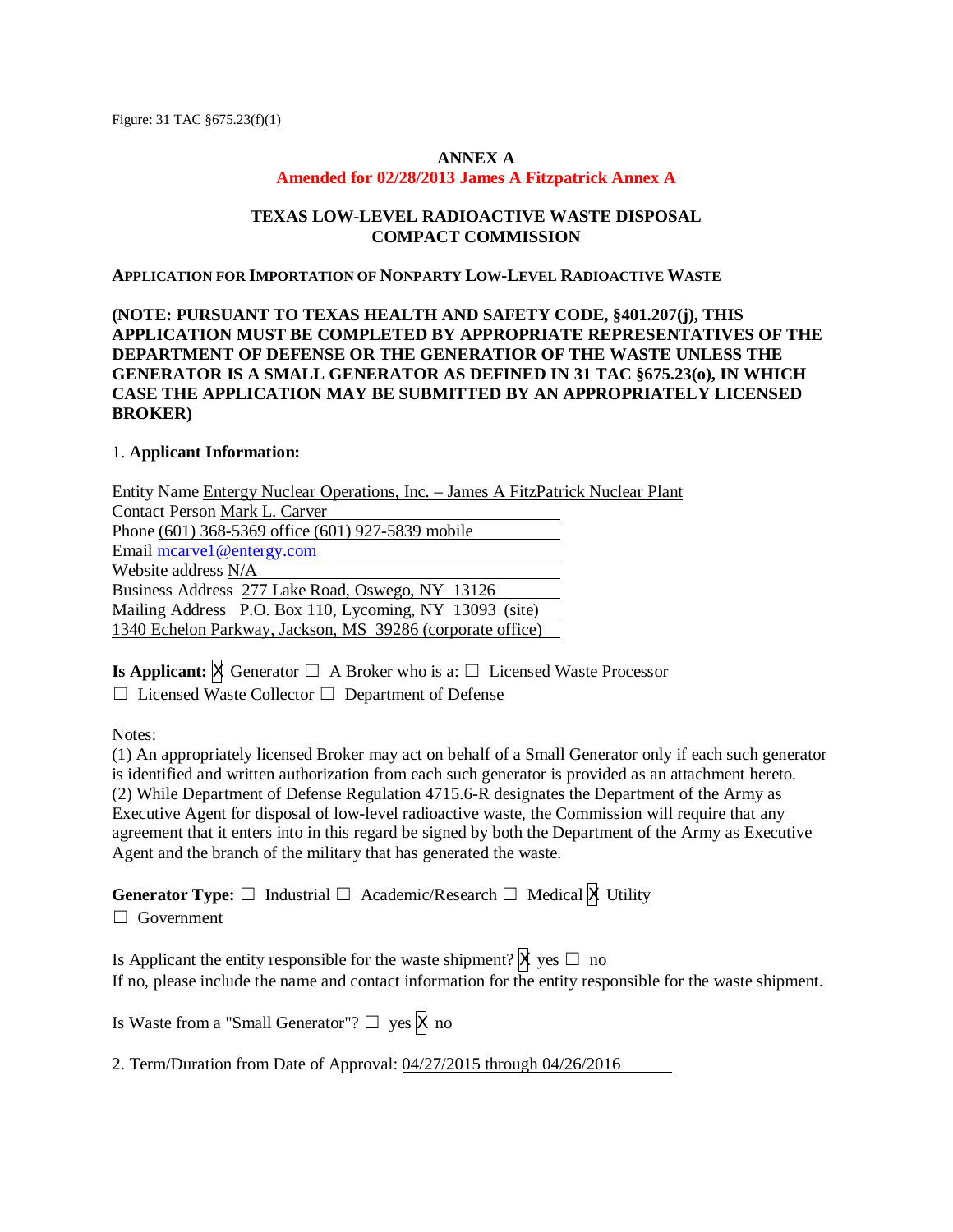Figure: 31 TAC §675.23(f)(1)

**ANNEX A**

**Amended for 02/28/2013 James A Fitzpatrick Annex A**

**TEXAS LOW-LEVEL RADIOACTIVE WASTE DISPOSAL COMPACT COMMISSION**

**APPLICATION FOR IMPORTATION OF NONPARTY LOW-LEVEL RADIOACTIVE WASTE**

**(NOTE: PURSUANT TO TEXAS HEALTH AND SAFETY CODE, §401.207(j), THIS APPLICATION MUST BE COMPLETED BY APPROPRIATE REPRESENTATIVES OF THE DEPARTMENT OF DEFENSE OR THE GENERATION OF THE WASTE UNLESS THE GENERATOR IS A SMALL GENERATOR AS DEFINED IN 31 TAC §675.23(o), IN WHICH CASE THE APPLICATION MAY BE SUBMITTED BY AN APPROPRIATELY LICENSED BROKER)**

1. **Applicant Information:**

Entity Name Entergy Nuclear Operations, Inc. – James A FitzPatrick Nuclear Plant
Contact Person Mark L. Carver
Phone (601) 368-5369 office (601) 927-5839 mobile
Email mcarve1@entergy.com
Website address N/A
Business Address 277 Lake Road, Oswego, NY 13126
Mailing Address P.O. Box 110, Lycoming, NY 13093 (site)
1340 Echelon Parkway, Jackson, MS 39286 (corporate office)

**Is Applicant:** ☒ Generator ☐ A Broker who is a: ☐ Licensed Waste Processor ☐ Licensed Waste Collector ☐ Department of Defense

Notes:
(1) An appropriately licensed Broker may act on behalf of a Small Generator only if each such generator is identified and written authorization from each such generator is provided as an attachment hereto.
(2) While Department of Defense Regulation 4715.6-R designates the Department of the Army as Executive Agent for disposal of low-level radioactive waste, the Commission will require that any agreement that it enters into in this regard be signed by both the Department of the Army as Executive Agent and the branch of the military that has generated the waste.

**Generator Type:** ☐ Industrial ☐ Academic/Research ☐ Medical ☒ Utility ☐ Government

Is Applicant the entity responsible for the waste shipment? ☒ yes ☐ no
If no, please include the name and contact information for the entity responsible for the waste shipment.

Is Waste from a "Small Generator"? ☐ yes ☒ no

2. Term/Duration from Date of Approval: 04/27/2015 through 04/26/2016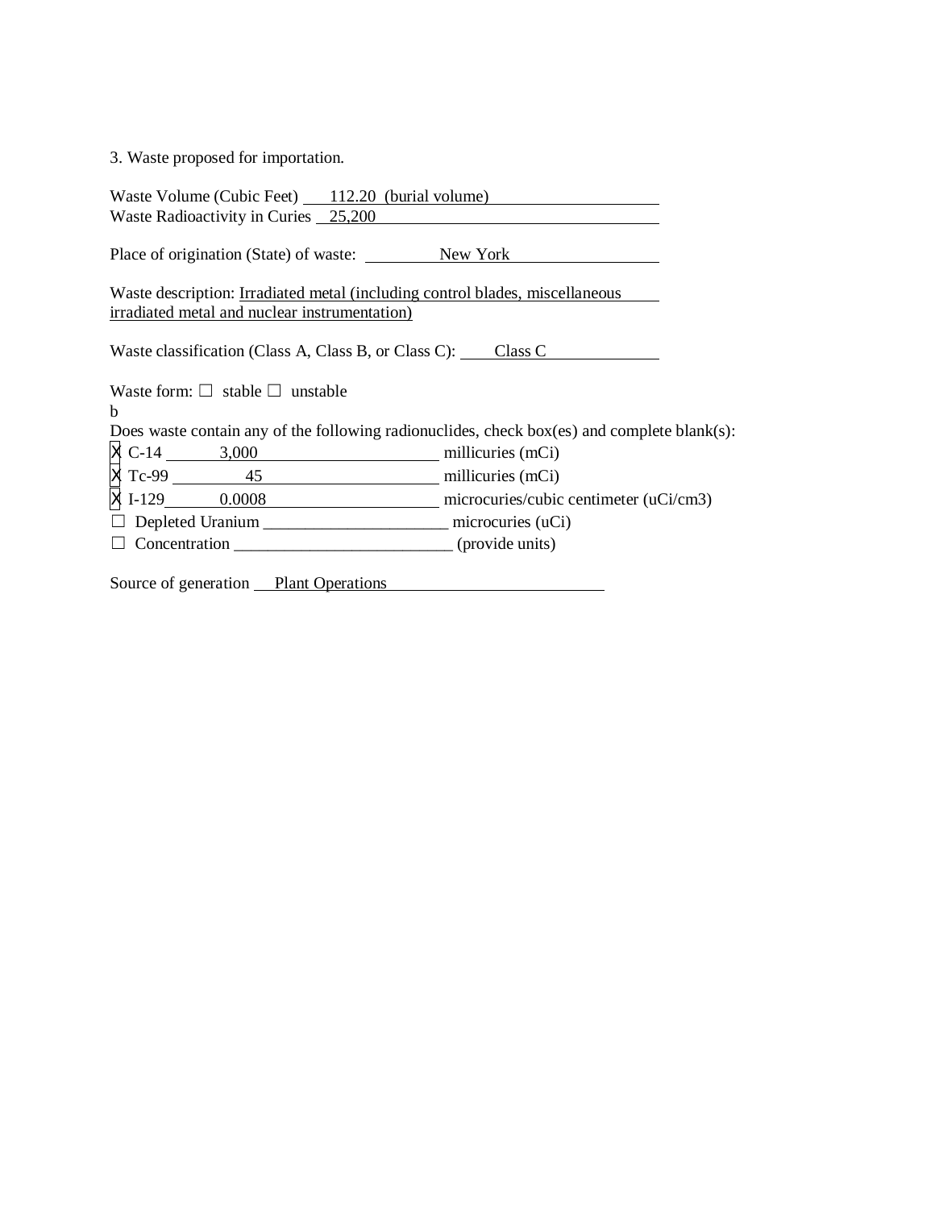3. Waste proposed for importation.

Waste Volume (Cubic Feet) 112.20 (burial volume)
Waste Radioactivity in Curies 25,200

Place of origination (State) of waste: New York

Waste description: Irradiated metal (including control blades, miscellaneous irradiated metal and nuclear instrumentation)

Waste classification (Class A, Class B, or Class C): Class C

Waste form: ☐ stable ☐ unstable
b
Does waste contain any of the following radionuclides, check box(es) and complete blank(s):
☒ C-14 3,000 millicuries (mCi)
☒ Tc-99 45 millicuries (mCi)
☒ I-129 0.0008 microcuries/cubic centimeter (uCi/cm3)
☐ Depleted Uranium ______________________ microcuries (uCi)
☐ Concentration __________________________ (provide units)

Source of generation Plant Operations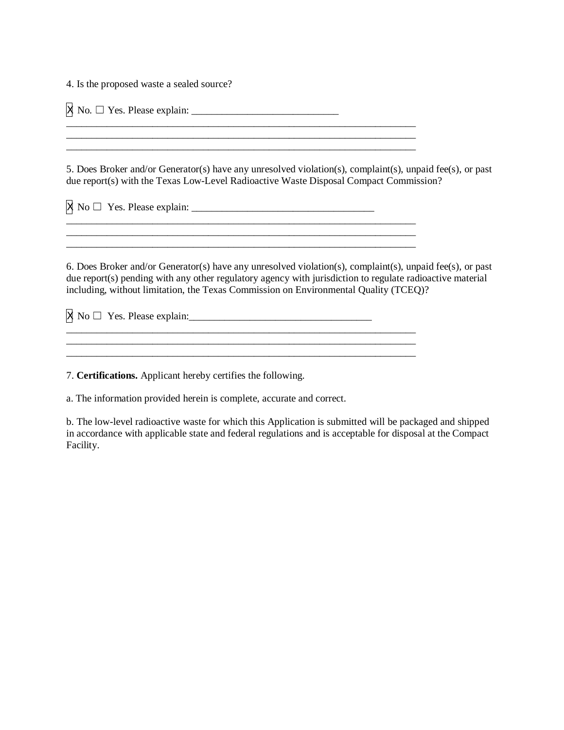4. Is the proposed waste a sealed source?

☒ No. ☐ Yes. Please explain: ____________________________

________________________________________________________________________
________________________________________________________________________
________________________________________________________________________

5. Does Broker and/or Generator(s) have any unresolved violation(s), complaint(s), unpaid fee(s), or past due report(s) with the Texas Low-Level Radioactive Waste Disposal Compact Commission?

☒ No ☐ Yes. Please explain: ___________________________________

________________________________________________________________________
________________________________________________________________________
________________________________________________________________________

6. Does Broker and/or Generator(s) have any unresolved violation(s), complaint(s), unpaid fee(s), or past due report(s) pending with any other regulatory agency with jurisdiction to regulate radioactive material including, without limitation, the Texas Commission on Environmental Quality (TCEQ)?

☒ No ☐ Yes. Please explain:___________________________________

________________________________________________________________________
________________________________________________________________________
________________________________________________________________________

7. **Certifications.** Applicant hereby certifies the following.

a. The information provided herein is complete, accurate and correct.

b. The low-level radioactive waste for which this Application is submitted will be packaged and shipped in accordance with applicable state and federal regulations and is acceptable for disposal at the Compact Facility.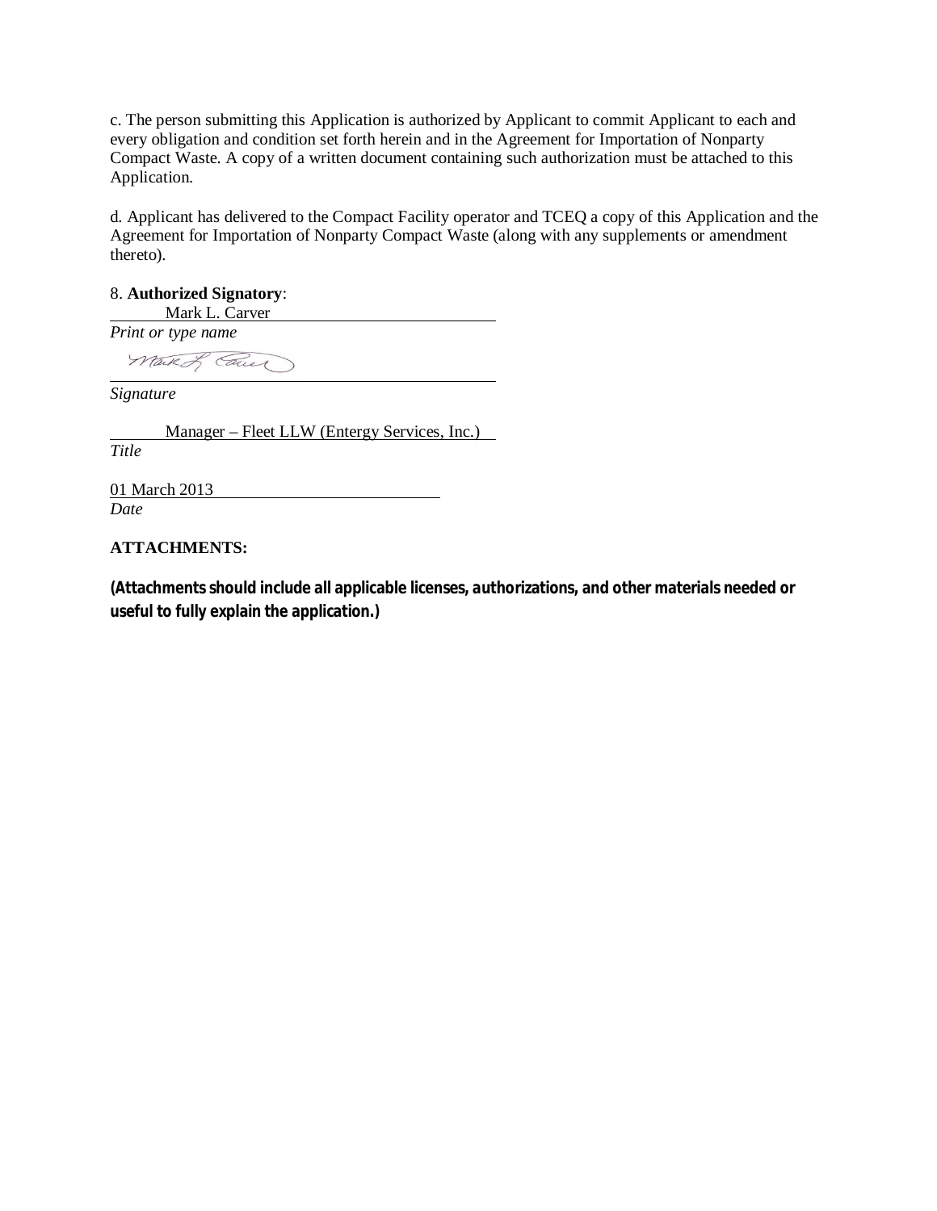c. The person submitting this Application is authorized by Applicant to commit Applicant to each and every obligation and condition set forth herein and in the Agreement for Importation of Nonparty Compact Waste. A copy of a written document containing such authorization must be attached to this Application.

d. Applicant has delivered to the Compact Facility operator and TCEQ a copy of this Application and the Agreement for Importation of Nonparty Compact Waste (along with any supplements or amendment thereto).

8. **Authorized Signatory**:

Mark L. Carver

*Print or type name*

Mark L. Carver

*Signature*

Manager – Fleet LLW (Entergy Services, Inc.)

*Title*

01 March 2013

*Date*

**ATTACHMENTS:**

**(Attachments should include all applicable licenses, authorizations, and other materials needed or useful to fully explain the application.)**